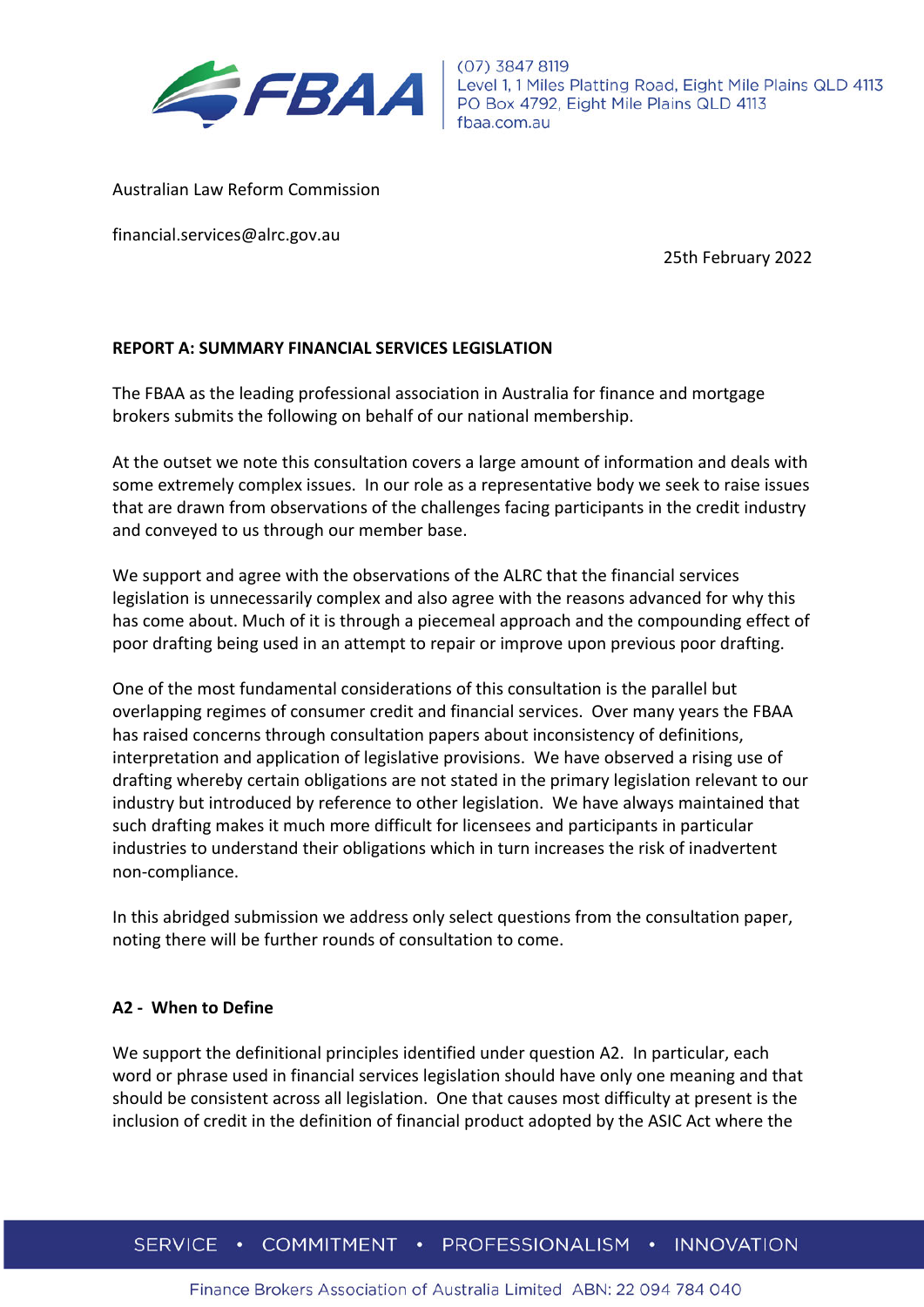(07) 3847 8119
Level 1, 1 Miles Platting Road, Eight Mile Plains QLD 4113
PO Box 4792, Eight Mile Plains QLD 4113
fbaa.com.au

Australian Law Reform Commission

financial.services@alrc.gov.au

25th February 2022

**REPORT A: SUMMARY FINANCIAL SERVICES LEGISLATION**

The FBAA as the leading professional association in Australia for finance and mortgage brokers submits the following on behalf of our national membership.

At the outset we note this consultation covers a large amount of information and deals with some extremely complex issues. In our role as a representative body we seek to raise issues that are drawn from observations of the challenges facing participants in the credit industry and conveyed to us through our member base.

We support and agree with the observations of the ALRC that the financial services legislation is unnecessarily complex and also agree with the reasons advanced for why this has come about. Much of it is through a piecemeal approach and the compounding effect of poor drafting being used in an attempt to repair or improve upon previous poor drafting.

One of the most fundamental considerations of this consultation is the parallel but overlapping regimes of consumer credit and financial services. Over many years the FBAA has raised concerns through consultation papers about inconsistency of definitions, interpretation and application of legislative provisions. We have observed a rising use of drafting whereby certain obligations are not stated in the primary legislation relevant to our industry but introduced by reference to other legislation. We have always maintained that such drafting makes it much more difficult for licensees and participants in particular industries to understand their obligations which in turn increases the risk of inadvertent non-compliance.

In this abridged submission we address only select questions from the consultation paper, noting there will be further rounds of consultation to come.

**A2 - When to Define**

We support the definitional principles identified under question A2. In particular, each word or phrase used in financial services legislation should have only one meaning and that should be consistent across all legislation. One that causes most difficulty at present is the inclusion of credit in the definition of financial product adopted by the ASIC Act where the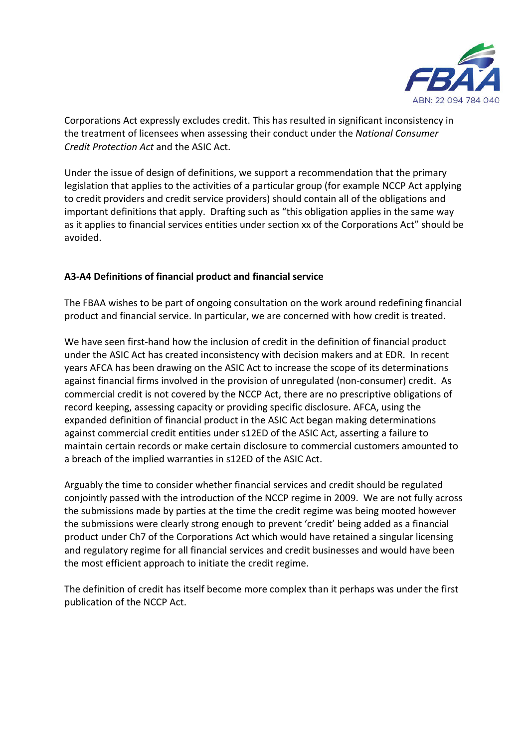Corporations Act expressly excludes credit. This has resulted in significant inconsistency in the treatment of licensees when assessing their conduct under the *National Consumer Credit Protection Act* and the ASIC Act.

Under the issue of design of definitions, we support a recommendation that the primary legislation that applies to the activities of a particular group (for example NCCP Act applying to credit providers and credit service providers) should contain all of the obligations and important definitions that apply. Drafting such as "this obligation applies in the same way as it applies to financial services entities under section xx of the Corporations Act" should be avoided.

**A3-A4 Definitions of financial product and financial service**

The FBAA wishes to be part of ongoing consultation on the work around redefining financial product and financial service. In particular, we are concerned with how credit is treated.

We have seen first-hand how the inclusion of credit in the definition of financial product under the ASIC Act has created inconsistency with decision makers and at EDR. In recent years AFCA has been drawing on the ASIC Act to increase the scope of its determinations against financial firms involved in the provision of unregulated (non-consumer) credit. As commercial credit is not covered by the NCCP Act, there are no prescriptive obligations of record keeping, assessing capacity or providing specific disclosure. AFCA, using the expanded definition of financial product in the ASIC Act began making determinations against commercial credit entities under s12ED of the ASIC Act, asserting a failure to maintain certain records or make certain disclosure to commercial customers amounted to a breach of the implied warranties in s12ED of the ASIC Act.

Arguably the time to consider whether financial services and credit should be regulated conjointly passed with the introduction of the NCCP regime in 2009. We are not fully across the submissions made by parties at the time the credit regime was being mooted however the submissions were clearly strong enough to prevent 'credit' being added as a financial product under Ch7 of the Corporations Act which would have retained a singular licensing and regulatory regime for all financial services and credit businesses and would have been the most efficient approach to initiate the credit regime.

The definition of credit has itself become more complex than it perhaps was under the first publication of the NCCP Act.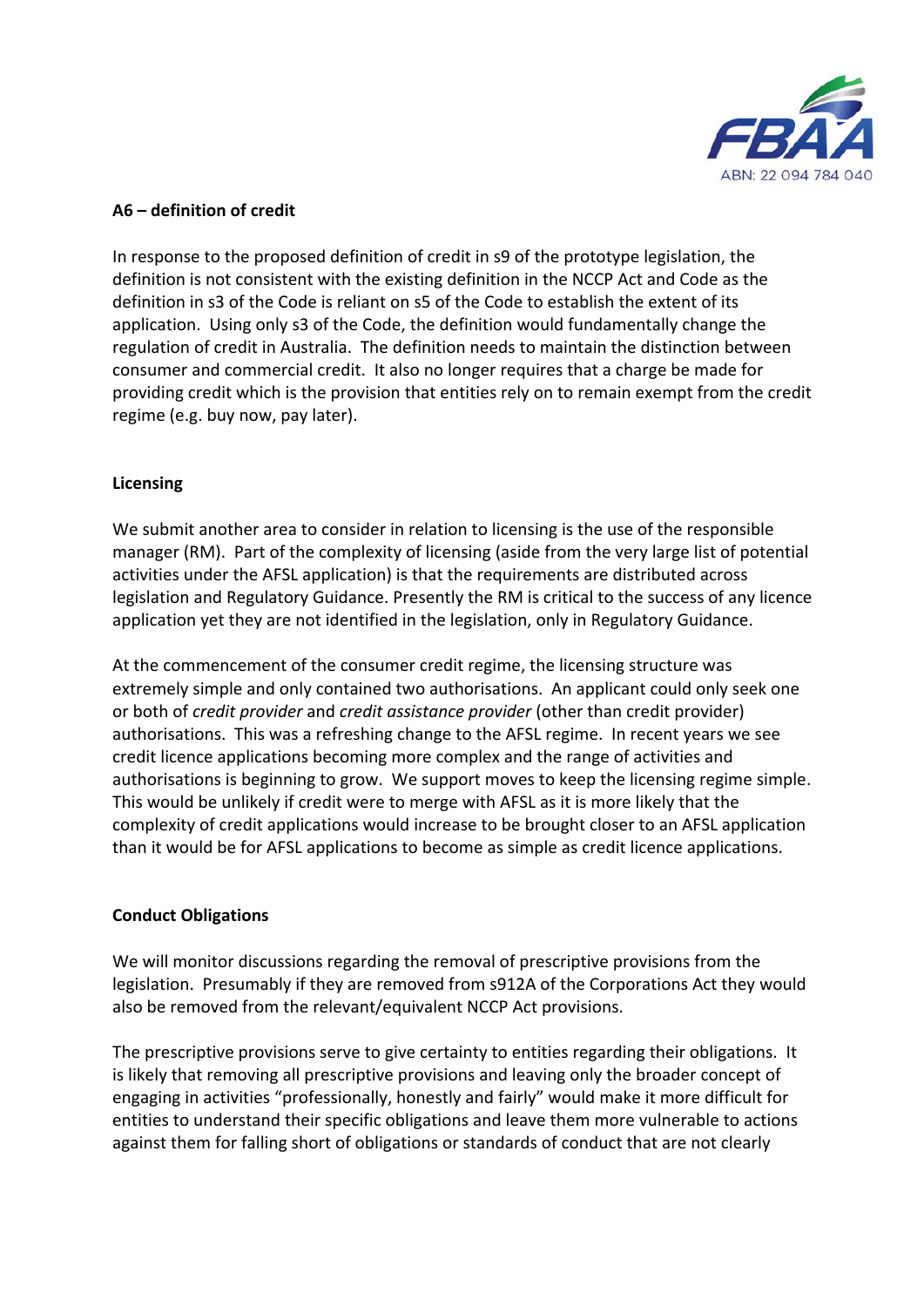**A6 – definition of credit**

In response to the proposed definition of credit in s9 of the prototype legislation, the definition is not consistent with the existing definition in the NCCP Act and Code as the definition in s3 of the Code is reliant on s5 of the Code to establish the extent of its application. Using only s3 of the Code, the definition would fundamentally change the regulation of credit in Australia. The definition needs to maintain the distinction between consumer and commercial credit. It also no longer requires that a charge be made for providing credit which is the provision that entities rely on to remain exempt from the credit regime (e.g. buy now, pay later).

**Licensing**

We submit another area to consider in relation to licensing is the use of the responsible manager (RM). Part of the complexity of licensing (aside from the very large list of potential activities under the AFSL application) is that the requirements are distributed across legislation and Regulatory Guidance. Presently the RM is critical to the success of any licence application yet they are not identified in the legislation, only in Regulatory Guidance.

At the commencement of the consumer credit regime, the licensing structure was extremely simple and only contained two authorisations. An applicant could only seek one or both of *credit provider* and *credit assistance provider* (other than credit provider) authorisations. This was a refreshing change to the AFSL regime. In recent years we see credit licence applications becoming more complex and the range of activities and authorisations is beginning to grow. We support moves to keep the licensing regime simple. This would be unlikely if credit were to merge with AFSL as it is more likely that the complexity of credit applications would increase to be brought closer to an AFSL application than it would be for AFSL applications to become as simple as credit licence applications.

**Conduct Obligations**

We will monitor discussions regarding the removal of prescriptive provisions from the legislation. Presumably if they are removed from s912A of the Corporations Act they would also be removed from the relevant/equivalent NCCP Act provisions.

The prescriptive provisions serve to give certainty to entities regarding their obligations. It is likely that removing all prescriptive provisions and leaving only the broader concept of engaging in activities "professionally, honestly and fairly" would make it more difficult for entities to understand their specific obligations and leave them more vulnerable to actions against them for falling short of obligations or standards of conduct that are not clearly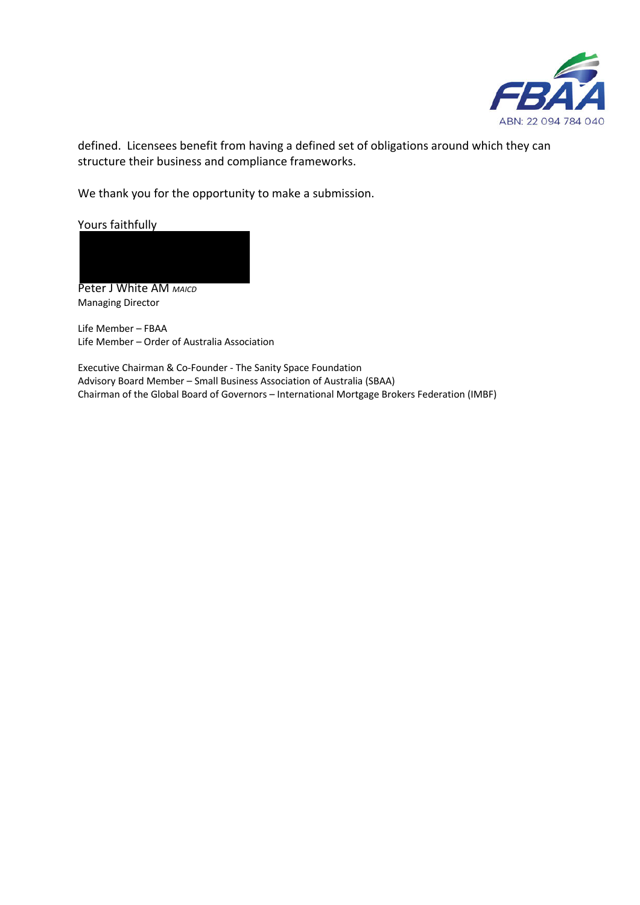defined. Licensees benefit from having a defined set of obligations around which they can structure their business and compliance frameworks.

We thank you for the opportunity to make a submission.

Yours faithfully

Peter J White AM *MAICD*
Managing Director

Life Member – FBAA
Life Member – Order of Australia Association

Executive Chairman & Co-Founder - The Sanity Space Foundation
Advisory Board Member – Small Business Association of Australia (SBAA)
Chairman of the Global Board of Governors – International Mortgage Brokers Federation (IMBF)